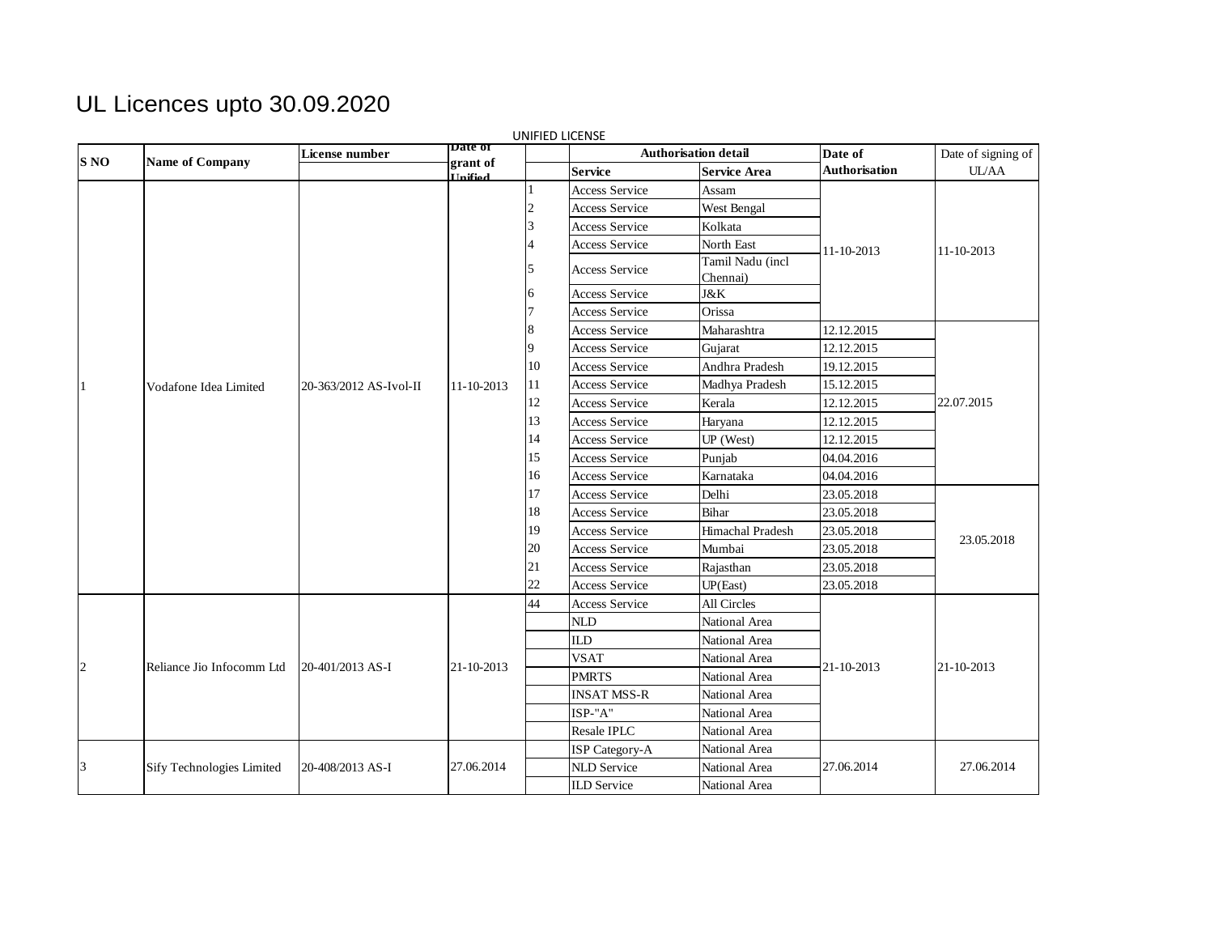# UL Licences upto 30.09.2020

UNIFIED LICENSE

| S NO | Name of Company | License number | Date of grant of Unified | | Authorisation detail | | Date of Authorisation | Date of signing of UL/AA |
|---|---|---|---|---|---|---|---|---|
| | | | | | Service | Service Area | | |
| 1 | Vodafone Idea Limited | 20-363/2012 AS-Ivol-II | 11-10-2013 | 1 | Access Service | Assam | 11-10-2013 | 11-10-2013 |
| | | | | 2 | Access Service | West Bengal | | |
| | | | | 3 | Access Service | Kolkata | | |
| | | | | 4 | Access Service | North East | | |
| | | | | 5 | Access Service | Tamil Nadu (incl Chennai) | | |
| | | | | 6 | Access Service | J&K | | |
| | | | | 7 | Access Service | Orissa | | |
| | | | | 8 | Access Service | Maharashtra | 12.12.2015 | 22.07.2015 |
| | | | | 9 | Access Service | Gujarat | 12.12.2015 | |
| | | | | 10 | Access Service | Andhra Pradesh | 19.12.2015 | |
| | | | | 11 | Access Service | Madhya Pradesh | 15.12.2015 | |
| | | | | 12 | Access Service | Kerala | 12.12.2015 | |
| | | | | 13 | Access Service | Haryana | 12.12.2015 | |
| | | | | 14 | Access Service | UP (West) | 12.12.2015 | |
| | | | | 15 | Access Service | Punjab | 04.04.2016 | |
| | | | | 16 | Access Service | Karnataka | 04.04.2016 | |
| | | | | 17 | Access Service | Delhi | 23.05.2018 | 23.05.2018 |
| | | | | 18 | Access Service | Bihar | 23.05.2018 | |
| | | | | 19 | Access Service | Himachal Pradesh | 23.05.2018 | |
| | | | | 20 | Access Service | Mumbai | 23.05.2018 | |
| | | | | 21 | Access Service | Rajasthan | 23.05.2018 | |
| | | | | 22 | Access Service | UP(East) | 23.05.2018 | |
| 2 | Reliance Jio Infocomm Ltd | 20-401/2013 AS-I | 21-10-2013 | 44 | Access Service | All Circles | 21-10-2013 | 21-10-2013 |
| | | | | | NLD | National Area | | |
| | | | | | ILD | National Area | | |
| | | | | | VSAT | National Area | | |
| | | | | | PMRTS | National Area | | |
| | | | | | INSAT MSS-R | National Area | | |
| | | | | | ISP-"A" | National Area | | |
| | | | | | Resale IPLC | National Area | | |
| 3 | Sify Technologies Limited | 20-408/2013 AS-I | 27.06.2014 | | ISP Category-A | National Area | 27.06.2014 | 27.06.2014 |
| | | | | | NLD Service | National Area | | |
| | | | | | ILD Service | National Area | | |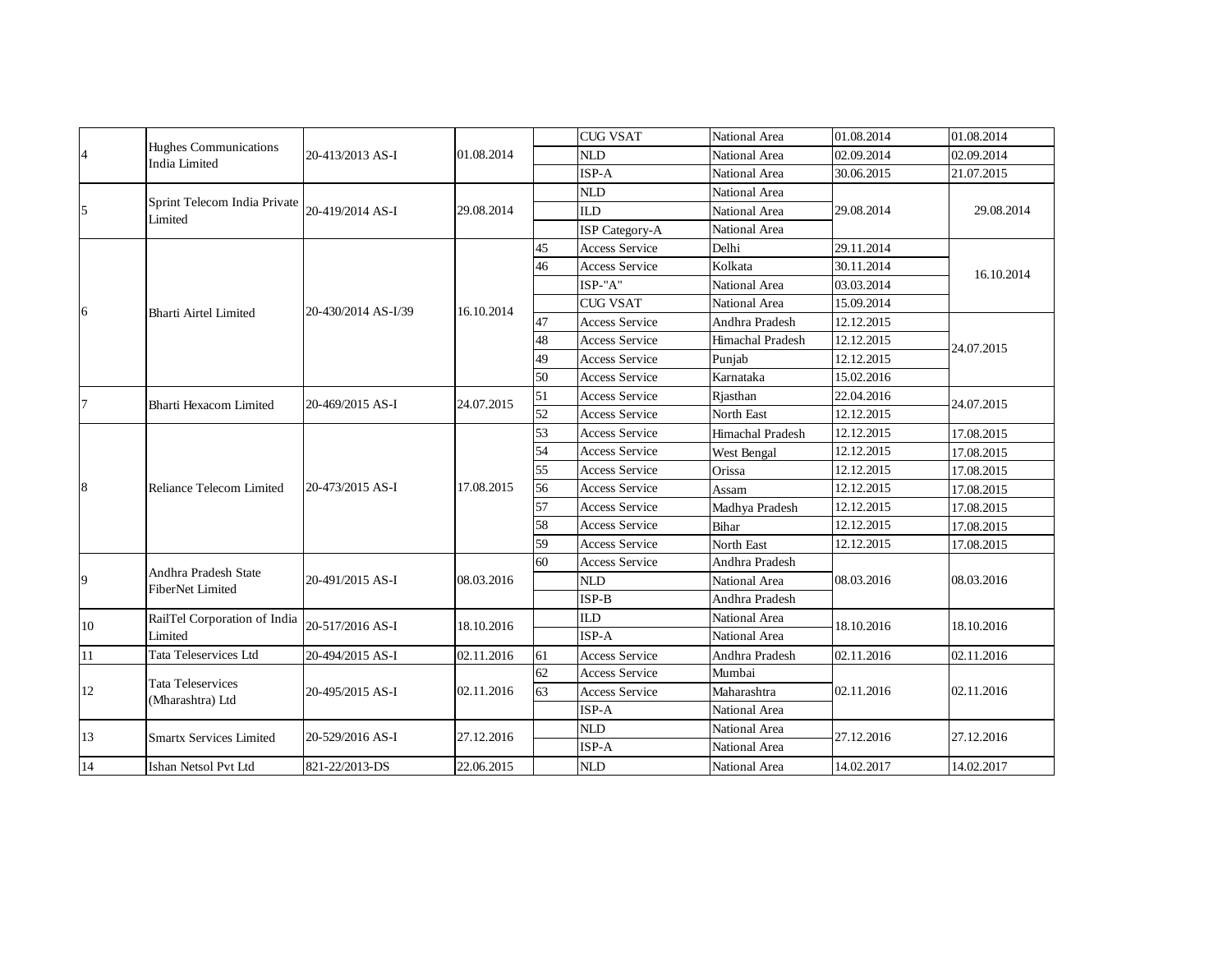| 4 | Hughes Communications India Limited | 20-413/2013 AS-I | 01.08.2014 | | CUG VSAT | National Area | 01.08.2014 | 01.08.2014 |
|---|---|---|---|---|---|---|---|---|
| | | | | | NLD | National Area | 02.09.2014 | 02.09.2014 |
| | | | | | ISP-A | National Area | 30.06.2015 | 21.07.2015 |
| 5 | Sprint Telecom India Private Limited | 20-419/2014 AS-I | 29.08.2014 | | NLD | National Area | 29.08.2014 | 29.08.2014 |
| | | | | | ILD | National Area | | |
| | | | | | ISP Category-A | National Area | | |
| 6 | Bharti Airtel Limited | 20-430/2014 AS-I/39 | 16.10.2014 | 45 | Access Service | Delhi | 29.11.2014 | 16.10.2014 |
| | | | | 46 | Access Service | Kolkata | 30.11.2014 | |
| | | | | | ISP-"A" | National Area | 03.03.2014 | |
| | | | | | CUG VSAT | National Area | 15.09.2014 | |
| | | | | 47 | Access Service | Andhra Pradesh | 12.12.2015 | 24.07.2015 |
| | | | | 48 | Access Service | Himachal Pradesh | 12.12.2015 | |
| | | | | 49 | Access Service | Punjab | 12.12.2015 | |
| | | | | 50 | Access Service | Karnataka | 15.02.2016 | |
| 7 | Bharti Hexacom Limited | 20-469/2015 AS-I | 24.07.2015 | 51 | Access Service | Rjasthan | 22.04.2016 | 24.07.2015 |
| | | | | 52 | Access Service | North East | 12.12.2015 | |
| 8 | Reliance Telecom Limited | 20-473/2015 AS-I | 17.08.2015 | 53 | Access Service | Himachal Pradesh | 12.12.2015 | 17.08.2015 |
| | | | | 54 | Access Service | West Bengal | 12.12.2015 | 17.08.2015 |
| | | | | 55 | Access Service | Orissa | 12.12.2015 | 17.08.2015 |
| | | | | 56 | Access Service | Assam | 12.12.2015 | 17.08.2015 |
| | | | | 57 | Access Service | Madhya Pradesh | 12.12.2015 | 17.08.2015 |
| | | | | 58 | Access Service | Bihar | 12.12.2015 | 17.08.2015 |
| | | | | 59 | Access Service | North East | 12.12.2015 | 17.08.2015 |
| 9 | Andhra Pradesh State FiberNet Limited | 20-491/2015 AS-I | 08.03.2016 | 60 | Access Service | Andhra Pradesh | 08.03.2016 | 08.03.2016 |
| | | | | | NLD | National Area | | |
| | | | | | ISP-B | Andhra Pradesh | | |
| 10 | RailTel Corporation of India Limited | 20-517/2016 AS-I | 18.10.2016 | | ILD | National Area | 18.10.2016 | 18.10.2016 |
| | | | | | ISP-A | National Area | | |
| 11 | Tata Teleservices Ltd | 20-494/2015 AS-I | 02.11.2016 | 61 | Access Service | Andhra Pradesh | 02.11.2016 | 02.11.2016 |
| 12 | Tata Teleservices (Mharashtra) Ltd | 20-495/2015 AS-I | 02.11.2016 | 62 | Access Service | Mumbai | 02.11.2016 | 02.11.2016 |
| | | | | 63 | Access Service | Maharashtra | | |
| | | | | | ISP-A | National Area | | |
| 13 | Smartx Services Limited | 20-529/2016 AS-I | 27.12.2016 | | NLD | National Area | 27.12.2016 | 27.12.2016 |
| | | | | | ISP-A | National Area | | |
| 14 | Ishan Netsol Pvt Ltd | 821-22/2013-DS | 22.06.2015 | | NLD | National Area | 14.02.2017 | 14.02.2017 |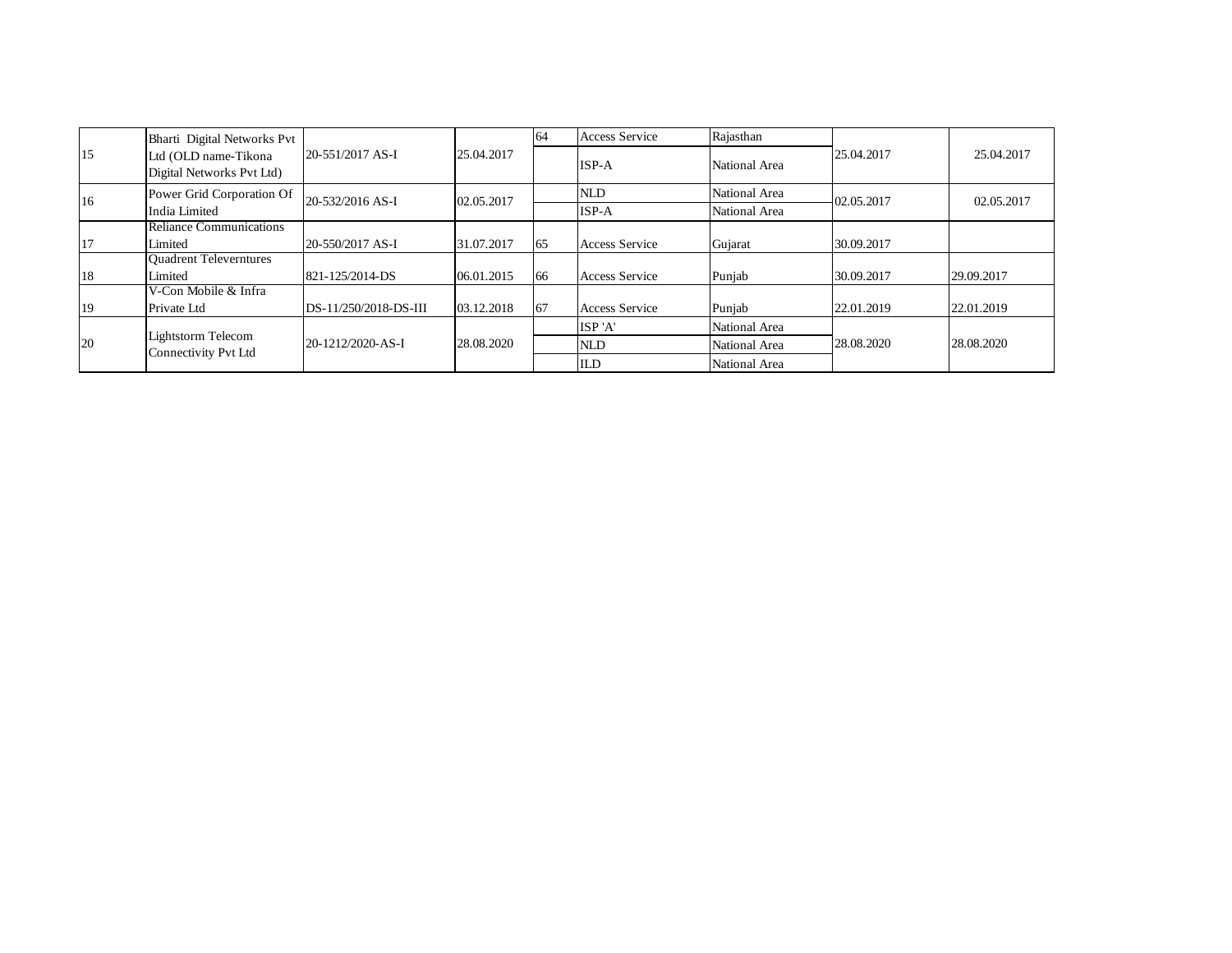| | | | | | | | | |
|---|---|---|---|---|---|---|---|---|
| 15 | Bharti Digital Networks Pvt Ltd (OLD name-Tikona Digital Networks Pvt Ltd) | 20-551/2017 AS-I | 25.04.2017 | 64 | Access Service | Rajasthan | 25.04.2017 | 25.04.2017 |
| | | | | | ISP-A | National Area | | |
| 16 | Power Grid Corporation Of India Limited | 20-532/2016 AS-I | 02.05.2017 | | NLD | National Area | 02.05.2017 | 02.05.2017 |
| | | | | | ISP-A | National Area | | |
| 17 | Reliance Communications Limited | 20-550/2017 AS-I | 31.07.2017 | 65 | Access Service | Gujarat | 30.09.2017 | |
| 18 | Quadrent Televerntures Limited | 821-125/2014-DS | 06.01.2015 | 66 | Access Service | Punjab | 30.09.2017 | 29.09.2017 |
| 19 | V-Con Mobile & Infra Private Ltd | DS-11/250/2018-DS-III | 03.12.2018 | 67 | Access Service | Punjab | 22.01.2019 | 22.01.2019 |
| 20 | Lightstorm Telecom Connectivity Pvt Ltd | 20-1212/2020-AS-I | 28.08.2020 | | ISP 'A' | National Area | 28.08.2020 | 28.08.2020 |
| | | | | | NLD | National Area | | |
| | | | | | ILD | National Area | | |